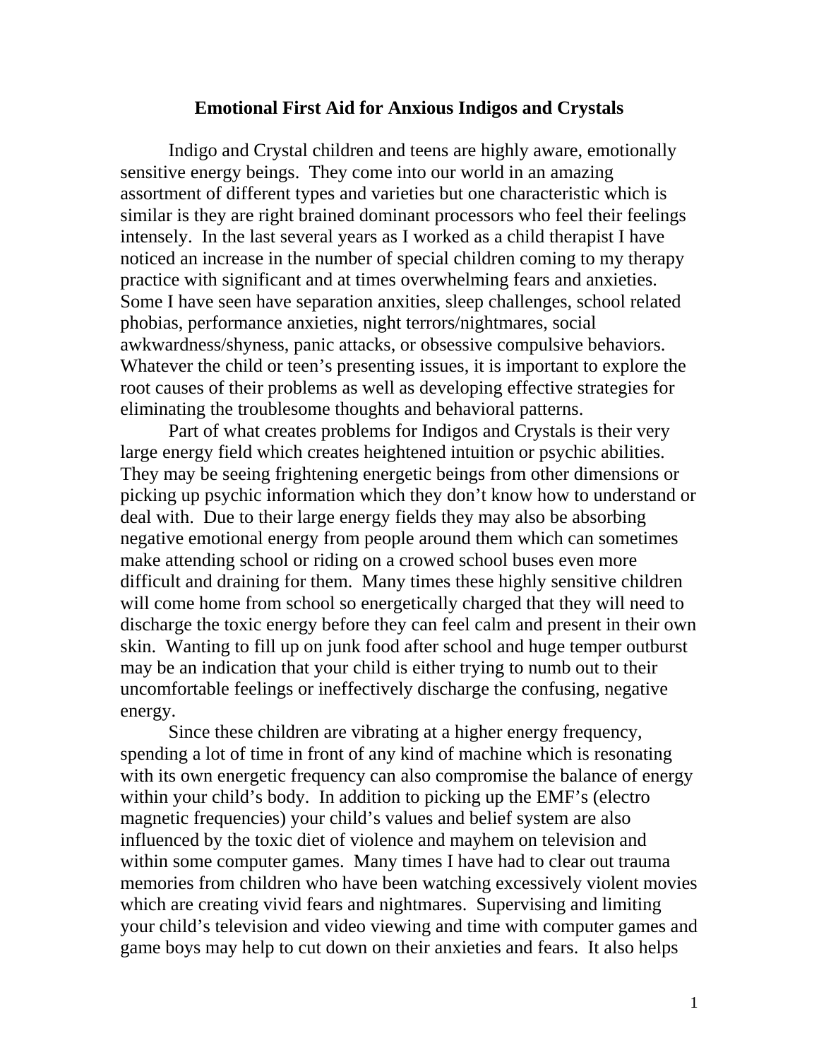# Emotional First Aid for Anxious Indigos and Crystals

Indigo and Crystal children and teens are highly aware, emotionally sensitive energy beings. They come into our world in an amazing assortment of different types and varieties but one characteristic which is similar is they are right brained dominant processors who feel their feelings intensely. In the last several years as I worked as a child therapist I have noticed an increase in the number of special children coming to my therapy practice with significant and at times overwhelming fears and anxieties. Some I have seen have separation anxieties, sleep challenges, school related phobias, performance anxieties, night terrors/nightmares, social awkwardness/shyness, panic attacks, or obsessive compulsive behaviors. Whatever the child or teen's presenting issues, it is important to explore the root causes of their problems as well as developing effective strategies for eliminating the troublesome thoughts and behavioral patterns.

Part of what creates problems for Indigos and Crystals is their very large energy field which creates heightened intuition or psychic abilities. They may be seeing frightening energetic beings from other dimensions or picking up psychic information which they don't know how to understand or deal with. Due to their large energy fields they may also be absorbing negative emotional energy from people around them which can sometimes make attending school or riding on a crowed school buses even more difficult and draining for them. Many times these highly sensitive children will come home from school so energetically charged that they will need to discharge the toxic energy before they can feel calm and present in their own skin. Wanting to fill up on junk food after school and huge temper outburst may be an indication that your child is either trying to numb out to their uncomfortable feelings or ineffectively discharge the confusing, negative energy.

Since these children are vibrating at a higher energy frequency, spending a lot of time in front of any kind of machine which is resonating with its own energetic frequency can also compromise the balance of energy within your child's body. In addition to picking up the EMF's (electro magnetic frequencies) your child's values and belief system are also influenced by the toxic diet of violence and mayhem on television and within some computer games. Many times I have had to clear out trauma memories from children who have been watching excessively violent movies which are creating vivid fears and nightmares. Supervising and limiting your child's television and video viewing and time with computer games and game boys may help to cut down on their anxieties and fears. It also helps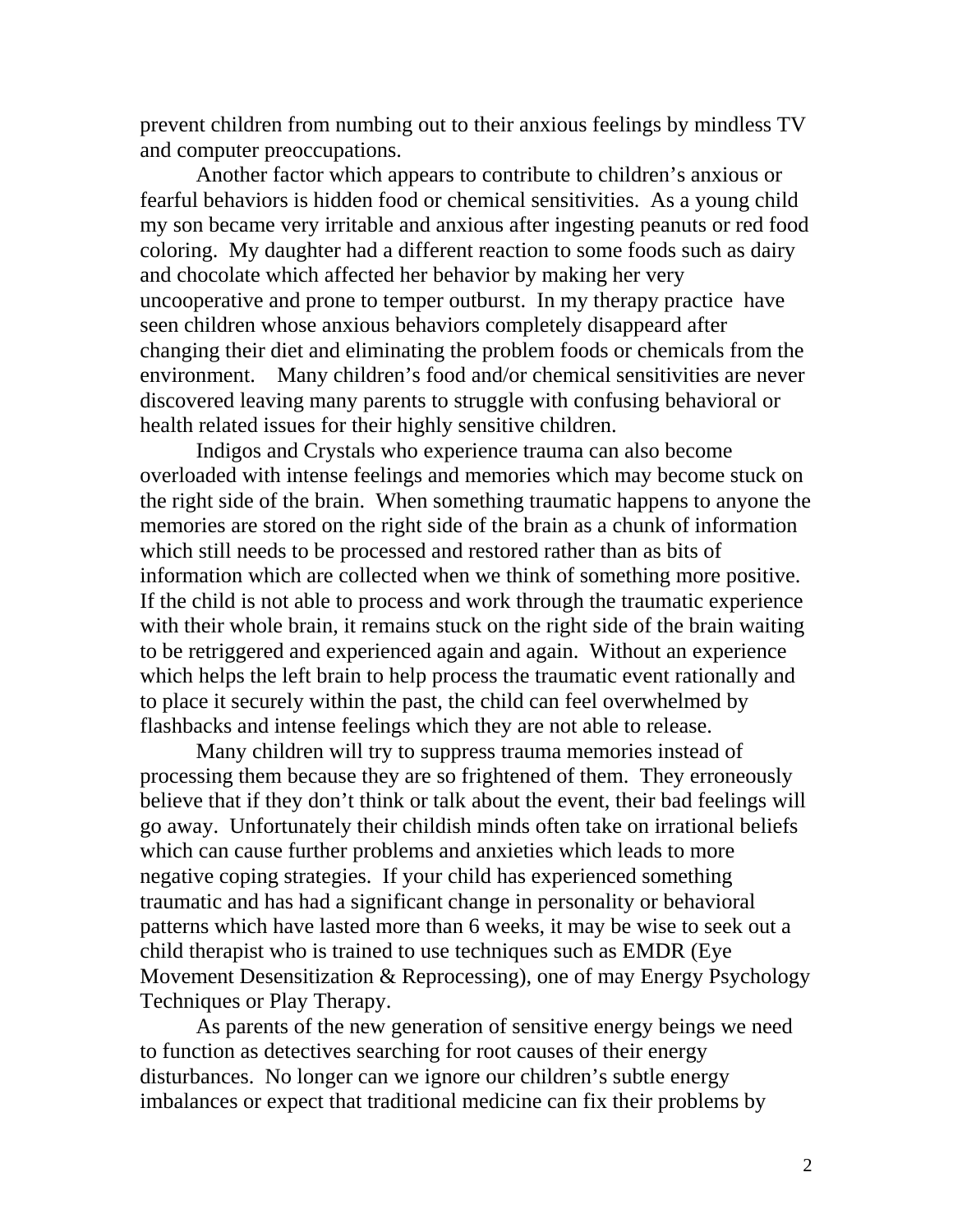prevent children from numbing out to their anxious feelings by mindless TV and computer preoccupations.

Another factor which appears to contribute to children's anxious or fearful behaviors is hidden food or chemical sensitivities. As a young child my son became very irritable and anxious after ingesting peanuts or red food coloring. My daughter had a different reaction to some foods such as dairy and chocolate which affected her behavior by making her very uncooperative and prone to temper outburst. In my therapy practice have seen children whose anxious behaviors completely disappeard after changing their diet and eliminating the problem foods or chemicals from the environment. Many children's food and/or chemical sensitivities are never discovered leaving many parents to struggle with confusing behavioral or health related issues for their highly sensitive children.

Indigos and Crystals who experience trauma can also become overloaded with intense feelings and memories which may become stuck on the right side of the brain. When something traumatic happens to anyone the memories are stored on the right side of the brain as a chunk of information which still needs to be processed and restored rather than as bits of information which are collected when we think of something more positive. If the child is not able to process and work through the traumatic experience with their whole brain, it remains stuck on the right side of the brain waiting to be retriggered and experienced again and again. Without an experience which helps the left brain to help process the traumatic event rationally and to place it securely within the past, the child can feel overwhelmed by flashbacks and intense feelings which they are not able to release.

Many children will try to suppress trauma memories instead of processing them because they are so frightened of them. They erroneously believe that if they don't think or talk about the event, their bad feelings will go away. Unfortunately their childish minds often take on irrational beliefs which can cause further problems and anxieties which leads to more negative coping strategies. If your child has experienced something traumatic and has had a significant change in personality or behavioral patterns which have lasted more than 6 weeks, it may be wise to seek out a child therapist who is trained to use techniques such as EMDR (Eye Movement Desensitization & Reprocessing), one of may Energy Psychology Techniques or Play Therapy.

As parents of the new generation of sensitive energy beings we need to function as detectives searching for root causes of their energy disturbances. No longer can we ignore our children's subtle energy imbalances or expect that traditional medicine can fix their problems by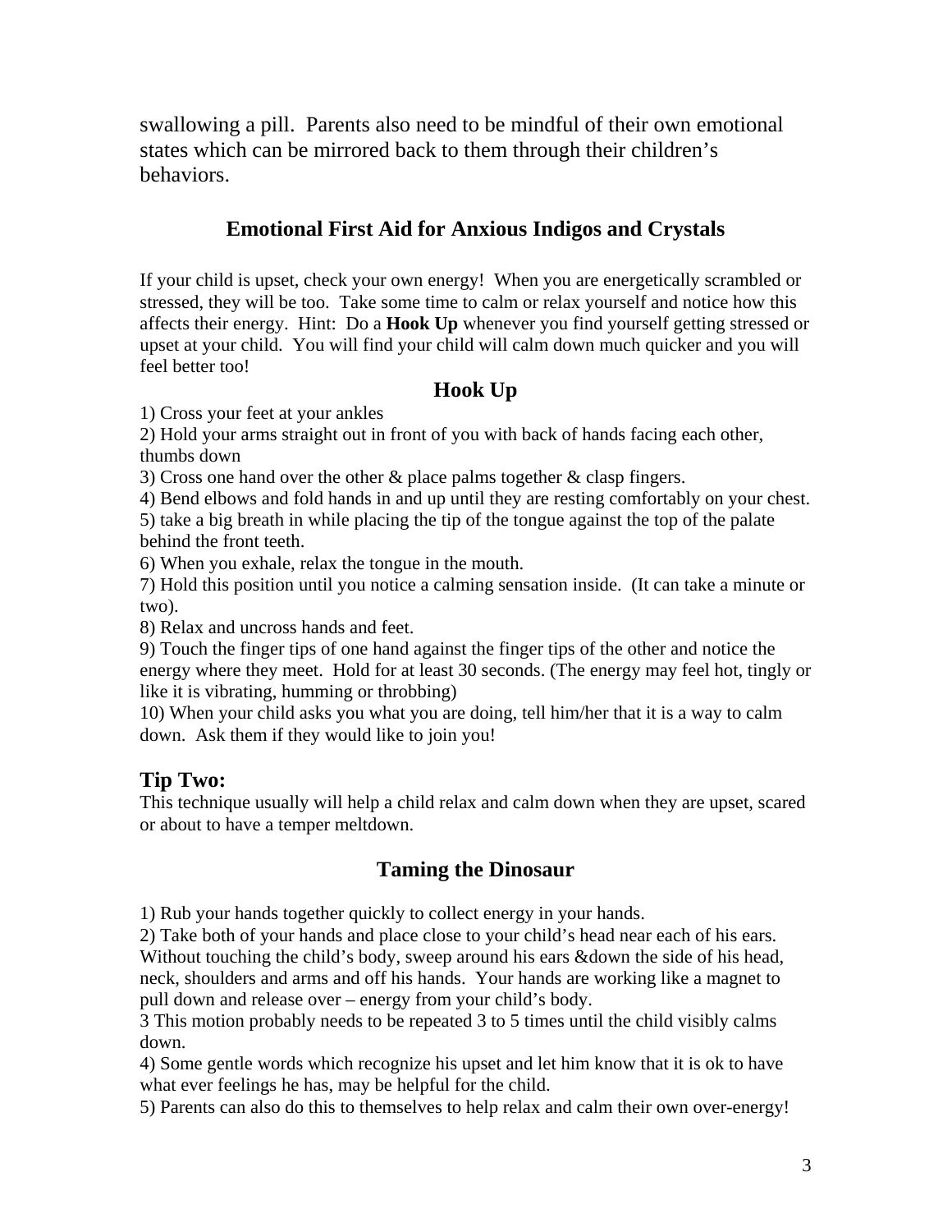swallowing a pill. Parents also need to be mindful of their own emotional states which can be mirrored back to them through their children's behaviors.

## Emotional First Aid for Anxious Indigos and Crystals

If your child is upset, check your own energy! When you are energetically scrambled or stressed, they will be too. Take some time to calm or relax yourself and notice how this affects their energy. Hint: Do a **Hook Up** whenever you find yourself getting stressed or upset at your child. You will find your child will calm down much quicker and you will feel better too!

### Hook Up

1) Cross your feet at your ankles
2) Hold your arms straight out in front of you with back of hands facing each other, thumbs down
3) Cross one hand over the other & place palms together & clasp fingers.
4) Bend elbows and fold hands in and up until they are resting comfortably on your chest.
5) take a big breath in while placing the tip of the tongue against the top of the palate behind the front teeth.
6) When you exhale, relax the tongue in the mouth.
7) Hold this position until you notice a calming sensation inside. (It can take a minute or two).
8) Relax and uncross hands and feet.
9) Touch the finger tips of one hand against the finger tips of the other and notice the energy where they meet. Hold for at least 30 seconds. (The energy may feel hot, tingly or like it is vibrating, humming or throbbing)
10) When your child asks you what you are doing, tell him/her that it is a way to calm down. Ask them if they would like to join you!

### Tip Two:

This technique usually will help a child relax and calm down when they are upset, scared or about to have a temper meltdown.

### Taming the Dinosaur

1) Rub your hands together quickly to collect energy in your hands.
2) Take both of your hands and place close to your child's head near each of his ears. Without touching the child's body, sweep around his ears &down the side of his head, neck, shoulders and arms and off his hands. Your hands are working like a magnet to pull down and release over – energy from your child's body.
3 This motion probably needs to be repeated 3 to 5 times until the child visibly calms down.
4) Some gentle words which recognize his upset and let him know that it is ok to have what ever feelings he has, may be helpful for the child.
5) Parents can also do this to themselves to help relax and calm their own over-energy!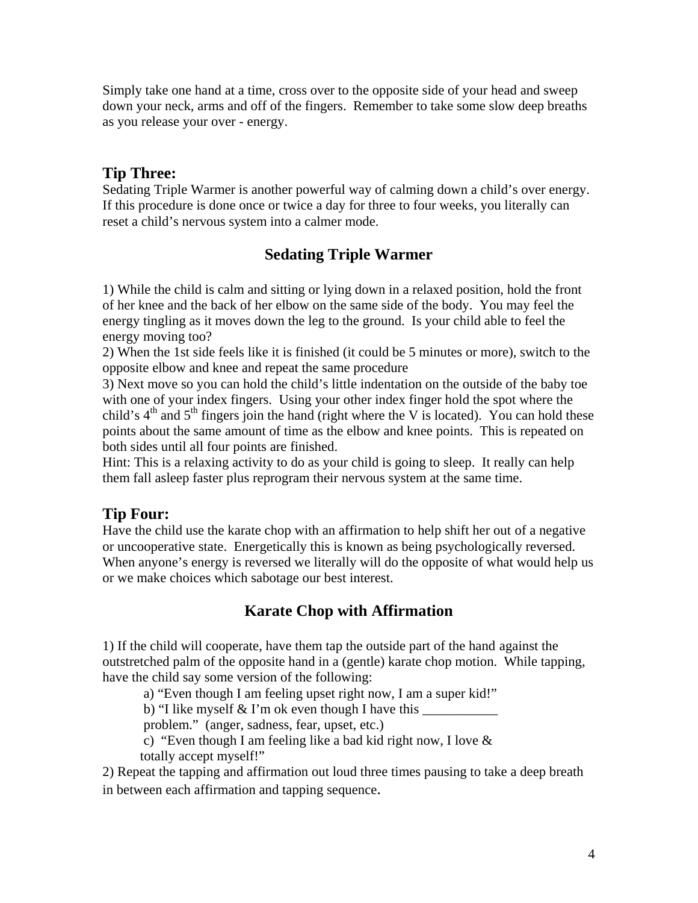Simply take one hand at a time, cross over to the opposite side of your head and sweep down your neck, arms and off of the fingers. Remember to take some slow deep breaths as you release your over - energy.

### Tip Three:

Sedating Triple Warmer is another powerful way of calming down a child's over energy. If this procedure is done once or twice a day for three to four weeks, you literally can reset a child's nervous system into a calmer mode.

## Sedating Triple Warmer

1) While the child is calm and sitting or lying down in a relaxed position, hold the front of her knee and the back of her elbow on the same side of the body. You may feel the energy tingling as it moves down the leg to the ground. Is your child able to feel the energy moving too?
2) When the 1st side feels like it is finished (it could be 5 minutes or more), switch to the opposite elbow and knee and repeat the same procedure
3) Next move so you can hold the child's little indentation on the outside of the baby toe with one of your index fingers. Using your other index finger hold the spot where the child's 4th and 5th fingers join the hand (right where the V is located). You can hold these points about the same amount of time as the elbow and knee points. This is repeated on both sides until all four points are finished.

Hint: This is a relaxing activity to do as your child is going to sleep. It really can help them fall asleep faster plus reprogram their nervous system at the same time.

### Tip Four:

Have the child use the karate chop with an affirmation to help shift her out of a negative or uncooperative state. Energetically this is known as being psychologically reversed. When anyone's energy is reversed we literally will do the opposite of what would help us or we make choices which sabotage our best interest.

## Karate Chop with Affirmation

1) If the child will cooperate, have them tap the outside part of the hand against the outstretched palm of the opposite hand in a (gentle) karate chop motion. While tapping, have the child say some version of the following:
   a) "Even though I am feeling upset right now, I am a super kid!"
   b) "I like myself & I'm ok even though I have this ___________ problem." (anger, sadness, fear, upset, etc.)
   c) "Even though I am feeling like a bad kid right now, I love & totally accept myself!"
2) Repeat the tapping and affirmation out loud three times pausing to take a deep breath in between each affirmation and tapping sequence.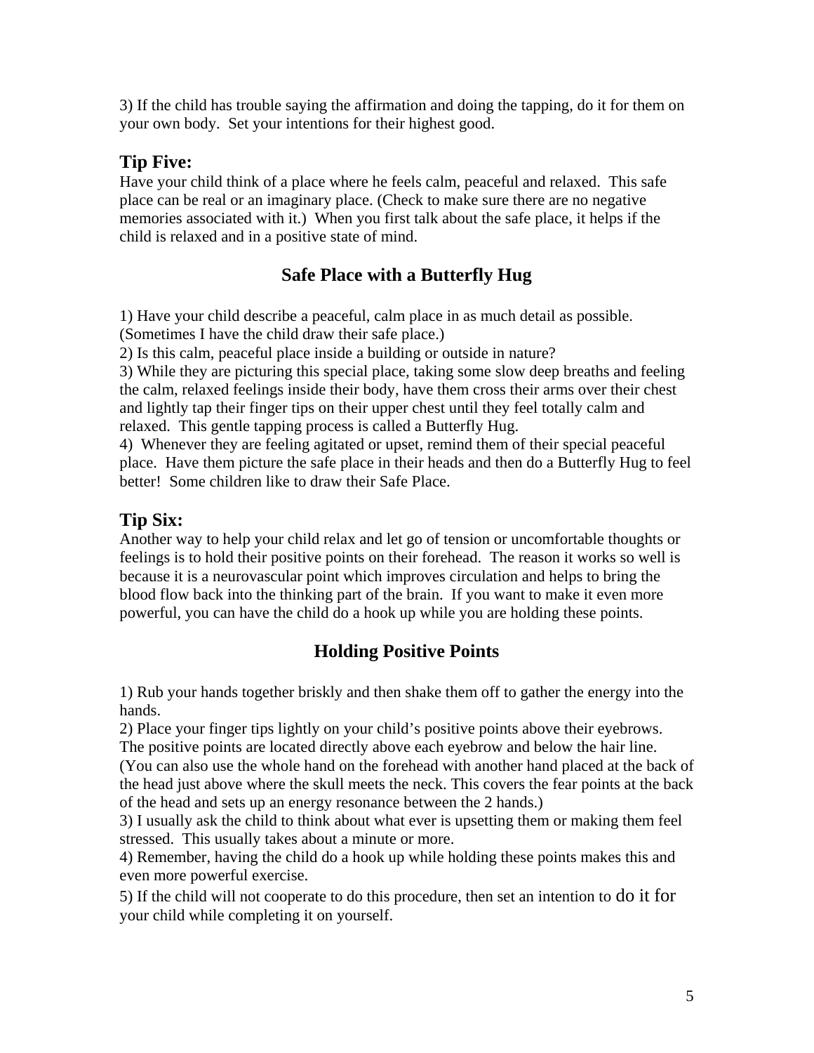3) If the child has trouble saying the affirmation and doing the tapping, do it for them on your own body. Set your intentions for their highest good.

### Tip Five:

Have your child think of a place where he feels calm, peaceful and relaxed. This safe place can be real or an imaginary place. (Check to make sure there are no negative memories associated with it.) When you first talk about the safe place, it helps if the child is relaxed and in a positive state of mind.

## Safe Place with a Butterfly Hug

1) Have your child describe a peaceful, calm place in as much detail as possible. (Sometimes I have the child draw their safe place.)
2) Is this calm, peaceful place inside a building or outside in nature?
3) While they are picturing this special place, taking some slow deep breaths and feeling the calm, relaxed feelings inside their body, have them cross their arms over their chest and lightly tap their finger tips on their upper chest until they feel totally calm and relaxed. This gentle tapping process is called a Butterfly Hug.
4) Whenever they are feeling agitated or upset, remind them of their special peaceful place. Have them picture the safe place in their heads and then do a Butterfly Hug to feel better! Some children like to draw their Safe Place.

### Tip Six:

Another way to help your child relax and let go of tension or uncomfortable thoughts or feelings is to hold their positive points on their forehead. The reason it works so well is because it is a neurovascular point which improves circulation and helps to bring the blood flow back into the thinking part of the brain. If you want to make it even more powerful, you can have the child do a hook up while you are holding these points.

## Holding Positive Points

1) Rub your hands together briskly and then shake them off to gather the energy into the hands.
2) Place your finger tips lightly on your child's positive points above their eyebrows. The positive points are located directly above each eyebrow and below the hair line. (You can also use the whole hand on the forehead with another hand placed at the back of the head just above where the skull meets the neck. This covers the fear points at the back of the head and sets up an energy resonance between the 2 hands.)
3) I usually ask the child to think about what ever is upsetting them or making them feel stressed. This usually takes about a minute or more.
4) Remember, having the child do a hook up while holding these points makes this and even more powerful exercise.
5) If the child will not cooperate to do this procedure, then set an intention to do it for your child while completing it on yourself.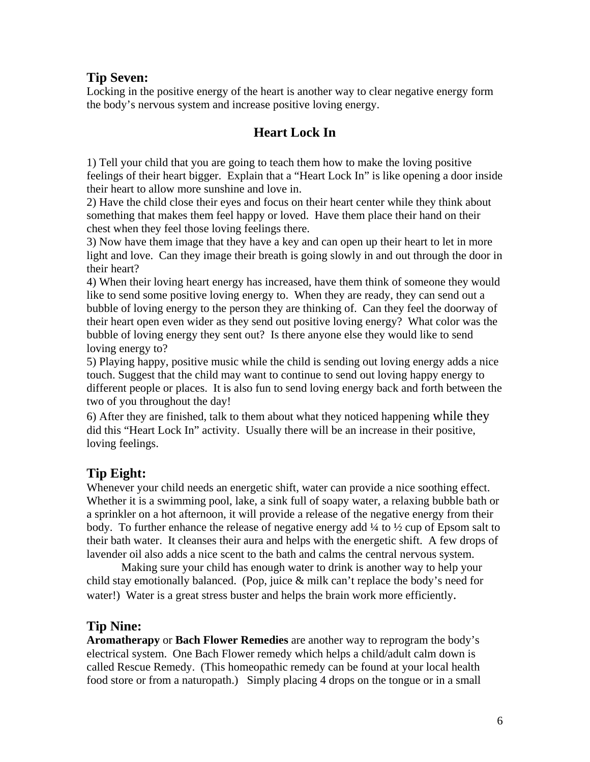## Tip Seven:

Locking in the positive energy of the heart is another way to clear negative energy form the body's nervous system and increase positive loving energy.

### Heart Lock In

1) Tell your child that you are going to teach them how to make the loving positive feelings of their heart bigger. Explain that a "Heart Lock In" is like opening a door inside their heart to allow more sunshine and love in.
2) Have the child close their eyes and focus on their heart center while they think about something that makes them feel happy or loved. Have them place their hand on their chest when they feel those loving feelings there.
3) Now have them image that they have a key and can open up their heart to let in more light and love. Can they image their breath is going slowly in and out through the door in their heart?
4) When their loving heart energy has increased, have them think of someone they would like to send some positive loving energy to. When they are ready, they can send out a bubble of loving energy to the person they are thinking of. Can they feel the doorway of their heart open even wider as they send out positive loving energy? What color was the bubble of loving energy they sent out? Is there anyone else they would like to send loving energy to?
5) Playing happy, positive music while the child is sending out loving energy adds a nice touch. Suggest that the child may want to continue to send out loving happy energy to different people or places. It is also fun to send loving energy back and forth between the two of you throughout the day!
6) After they are finished, talk to them about what they noticed happening while they did this "Heart Lock In" activity. Usually there will be an increase in their positive, loving feelings.

## Tip Eight:

Whenever your child needs an energetic shift, water can provide a nice soothing effect. Whether it is a swimming pool, lake, a sink full of soapy water, a relaxing bubble bath or a sprinkler on a hot afternoon, it will provide a release of the negative energy from their body. To further enhance the release of negative energy add ¼ to ½ cup of Epsom salt to their bath water. It cleanses their aura and helps with the energetic shift. A few drops of lavender oil also adds a nice scent to the bath and calms the central nervous system.

Making sure your child has enough water to drink is another way to help your child stay emotionally balanced. (Pop, juice & milk can't replace the body's need for water!) Water is a great stress buster and helps the brain work more efficiently.

## Tip Nine:

**Aromatherapy** or **Bach Flower Remedies** are another way to reprogram the body's electrical system. One Bach Flower remedy which helps a child/adult calm down is called Rescue Remedy. (This homeopathic remedy can be found at your local health food store or from a naturopath.) Simply placing 4 drops on the tongue or in a small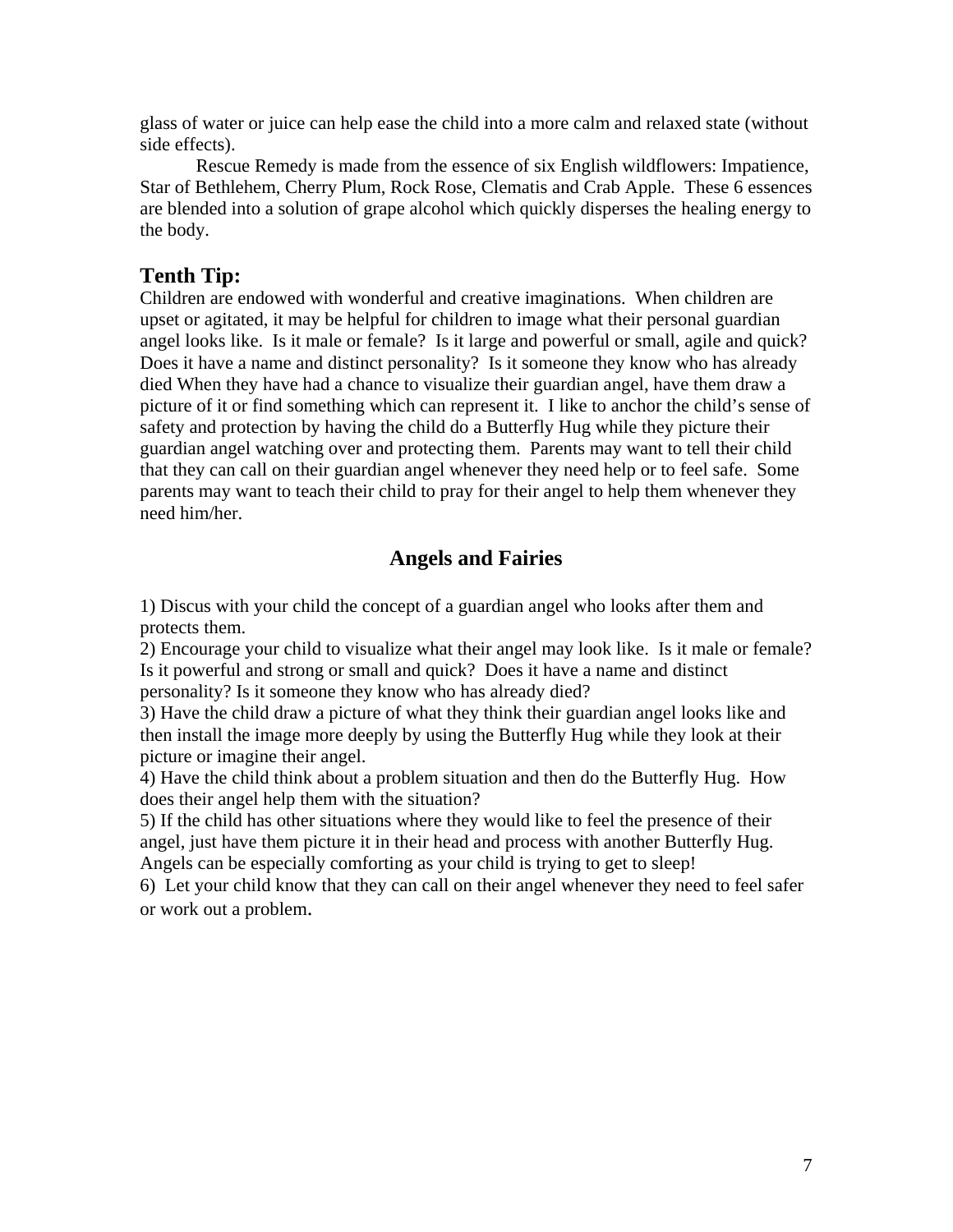glass of water or juice can help ease the child into a more calm and relaxed state (without side effects).

Rescue Remedy is made from the essence of six English wildflowers: Impatience, Star of Bethlehem, Cherry Plum, Rock Rose, Clematis and Crab Apple. These 6 essences are blended into a solution of grape alcohol which quickly disperses the healing energy to the body.

## Tenth Tip:

Children are endowed with wonderful and creative imaginations. When children are upset or agitated, it may be helpful for children to image what their personal guardian angel looks like. Is it male or female? Is it large and powerful or small, agile and quick? Does it have a name and distinct personality? Is it someone they know who has already died When they have had a chance to visualize their guardian angel, have them draw a picture of it or find something which can represent it. I like to anchor the child's sense of safety and protection by having the child do a Butterfly Hug while they picture their guardian angel watching over and protecting them. Parents may want to tell their child that they can call on their guardian angel whenever they need help or to feel safe. Some parents may want to teach their child to pray for their angel to help them whenever they need him/her.

## Angels and Fairies

1) Discus with your child the concept of a guardian angel who looks after them and protects them.
2) Encourage your child to visualize what their angel may look like. Is it male or female? Is it powerful and strong or small and quick? Does it have a name and distinct personality? Is it someone they know who has already died?
3) Have the child draw a picture of what they think their guardian angel looks like and then install the image more deeply by using the Butterfly Hug while they look at their picture or imagine their angel.
4) Have the child think about a problem situation and then do the Butterfly Hug. How does their angel help them with the situation?
5) If the child has other situations where they would like to feel the presence of their angel, just have them picture it in their head and process with another Butterfly Hug. Angels can be especially comforting as your child is trying to get to sleep!
6) Let your child know that they can call on their angel whenever they need to feel safer or work out a problem.